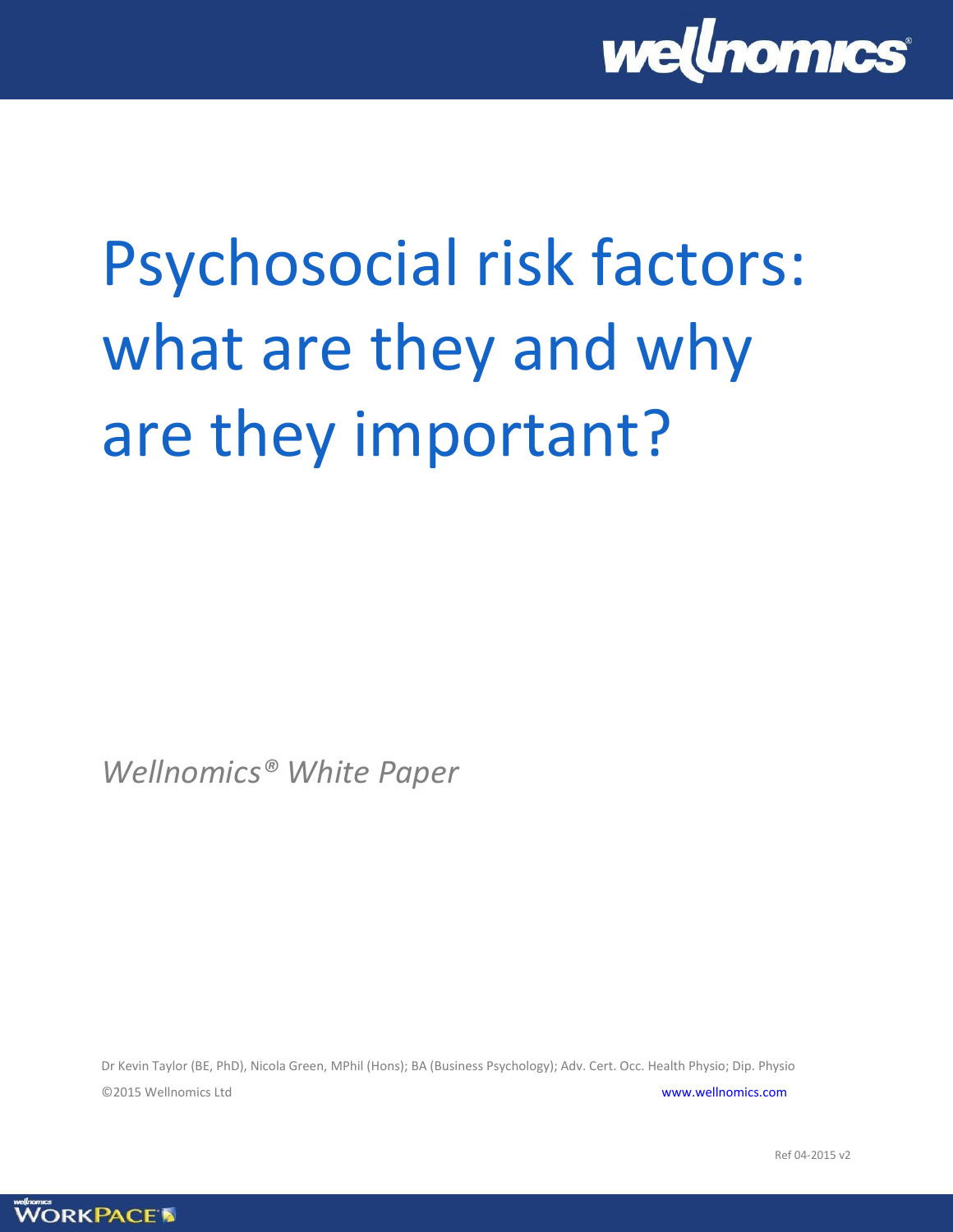# Psychosocial risk factors: what are they and why are they important?

*Wellnomics® White Paper*

Dr Kevin Taylor (BE, PhD), Nicola Green, MPhil (Hons); BA (Business Psychology); Adv. Cert. Occ. Health Physio; Dip. Physio

©2015 Wellnomics Ltd www.wellnomics.com

Ref 04-2015 v2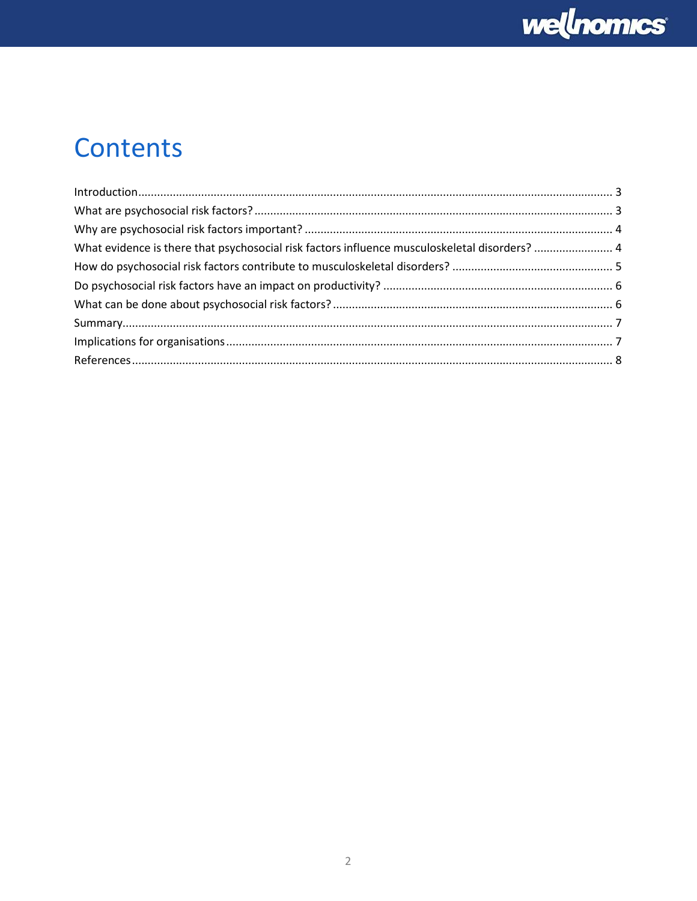# Contents

Introduction ........................................................................................................................................ 3
What are psychosocial risk factors? .................................................................................................. 3
Why are psychosocial risk factors important? .................................................................................. 4
What evidence is there that psychosocial risk factors influence musculoskeletal disorders? .......................... 4
How do psychosocial risk factors contribute to musculoskeletal disorders? ................................................... 5
Do psychosocial risk factors have an impact on productivity? ......................................................................... 6
What can be done about psychosocial risk factors? ......................................................................................... 6
Summary ............................................................................................................................................. 7
Implications for organisations ........................................................................................................... 7
References ........................................................................................................................................... 8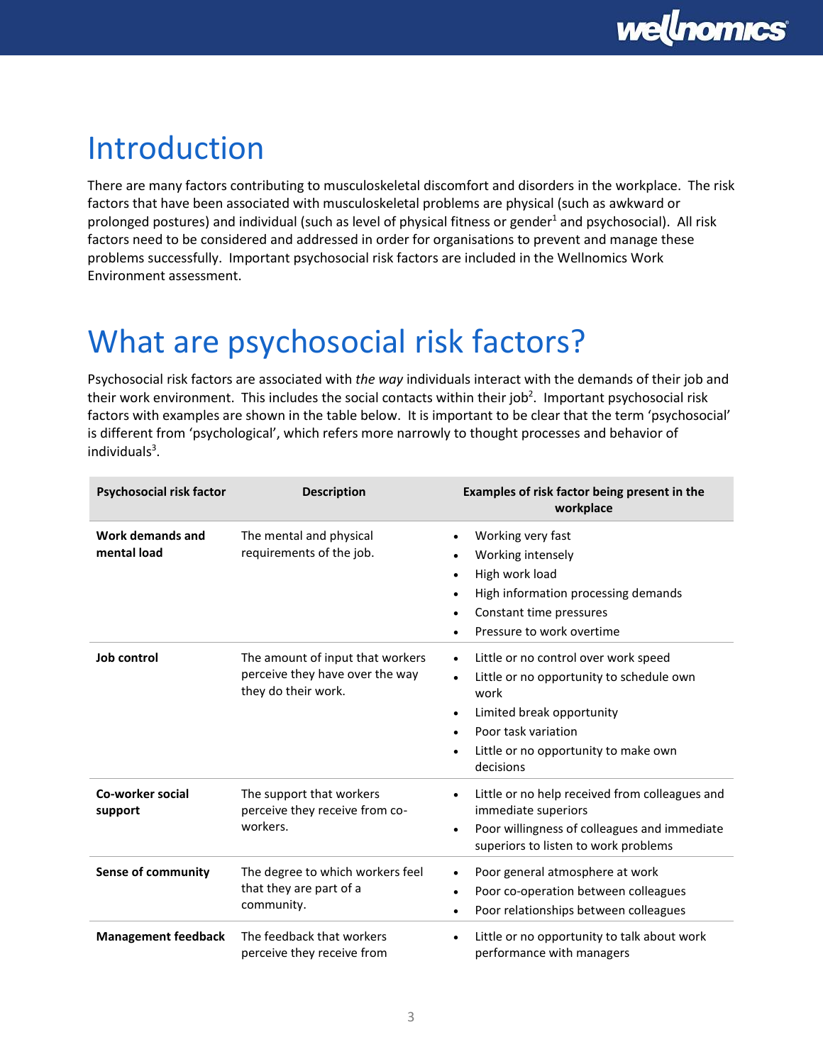# Introduction

There are many factors contributing to musculoskeletal discomfort and disorders in the workplace. The risk factors that have been associated with musculoskeletal problems are physical (such as awkward or prolonged postures) and individual (such as level of physical fitness or gender[1] and psychosocial). All risk factors need to be considered and addressed in order for organisations to prevent and manage these problems successfully. Important psychosocial risk factors are included in the Wellnomics Work Environment assessment.

# What are psychosocial risk factors?

Psychosocial risk factors are associated with *the way* individuals interact with the demands of their job and their work environment. This includes the social contacts within their job[2]. Important psychosocial risk factors with examples are shown in the table below. It is important to be clear that the term 'psychosocial' is different from 'psychological', which refers more narrowly to thought processes and behavior of individuals[3].

| Psychosocial risk factor | Description | Examples of risk factor being present in the workplace |
|---|---|---|
| **Work demands and mental load** | The mental and physical requirements of the job. | • Working very fast<br>• Working intensely<br>• High work load<br>• High information processing demands<br>• Constant time pressures<br>• Pressure to work overtime |
| **Job control** | The amount of input that workers perceive they have over the way they do their work. | • Little or no control over work speed<br>• Little or no opportunity to schedule own work<br>• Limited break opportunity<br>• Poor task variation<br>• Little or no opportunity to make own decisions |
| **Co-worker social support** | The support that workers perceive they receive from co-workers. | • Little or no help received from colleagues and immediate superiors<br>• Poor willingness of colleagues and immediate superiors to listen to work problems |
| **Sense of community** | The degree to which workers feel that they are part of a community. | • Poor general atmosphere at work<br>• Poor co-operation between colleagues<br>• Poor relationships between colleagues |
| **Management feedback** | The feedback that workers perceive they receive from | • Little or no opportunity to talk about work performance with managers |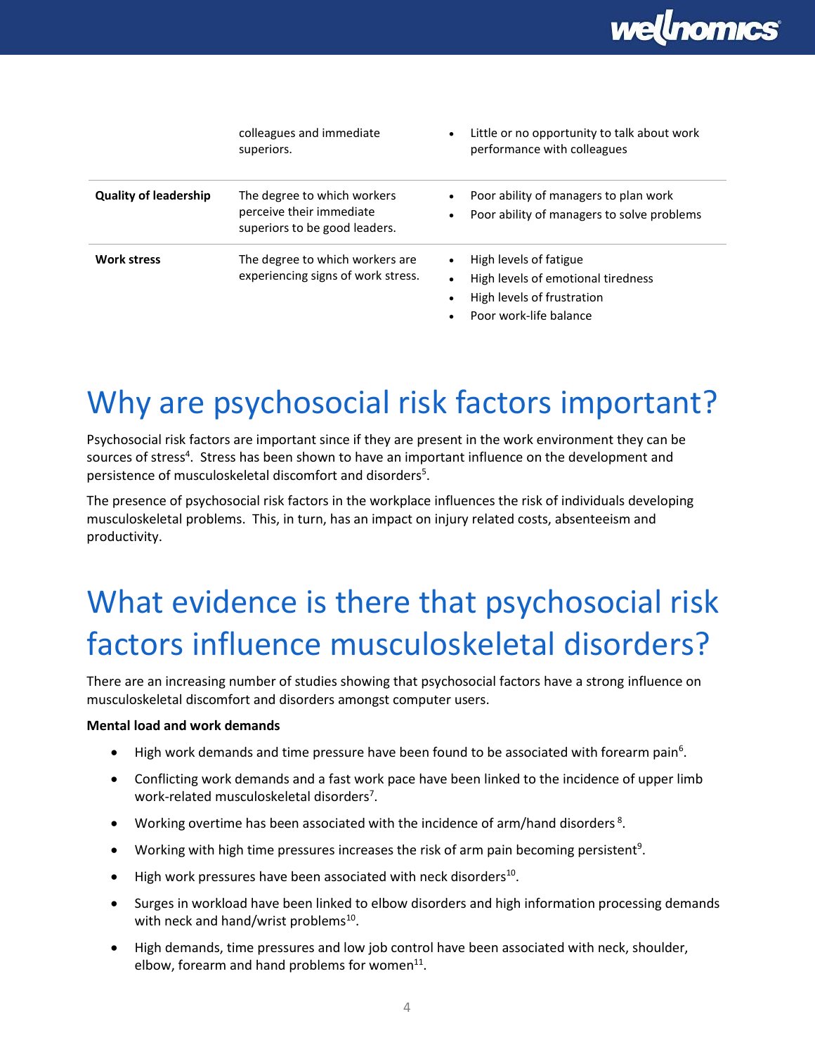| | | |
|---|---|---|
| | colleagues and immediate superiors. | • Little or no opportunity to talk about work performance with colleagues |
| **Quality of leadership** | The degree to which workers perceive their immediate superiors to be good leaders. | • Poor ability of managers to plan work<br>• Poor ability of managers to solve problems |
| **Work stress** | The degree to which workers are experiencing signs of work stress. | • High levels of fatigue<br>• High levels of emotional tiredness<br>• High levels of frustration<br>• Poor work-life balance |

# Why are psychosocial risk factors important?

Psychosocial risk factors are important since if they are present in the work environment they can be sources of stress[4]. Stress has been shown to have an important influence on the development and persistence of musculoskeletal discomfort and disorders[5].

The presence of psychosocial risk factors in the workplace influences the risk of individuals developing musculoskeletal problems. This, in turn, has an impact on injury related costs, absenteeism and productivity.

# What evidence is there that psychosocial risk factors influence musculoskeletal disorders?

There are an increasing number of studies showing that psychosocial factors have a strong influence on musculoskeletal discomfort and disorders amongst computer users.

**Mental load and work demands**

- High work demands and time pressure have been found to be associated with forearm pain[6].
- Conflicting work demands and a fast work pace have been linked to the incidence of upper limb work-related musculoskeletal disorders[7].
- Working overtime has been associated with the incidence of arm/hand disorders [8].
- Working with high time pressures increases the risk of arm pain becoming persistent[9].
- High work pressures have been associated with neck disorders[10].
- Surges in workload have been linked to elbow disorders and high information processing demands with neck and hand/wrist problems[10].
- High demands, time pressures and low job control have been associated with neck, shoulder, elbow, forearm and hand problems for women[11].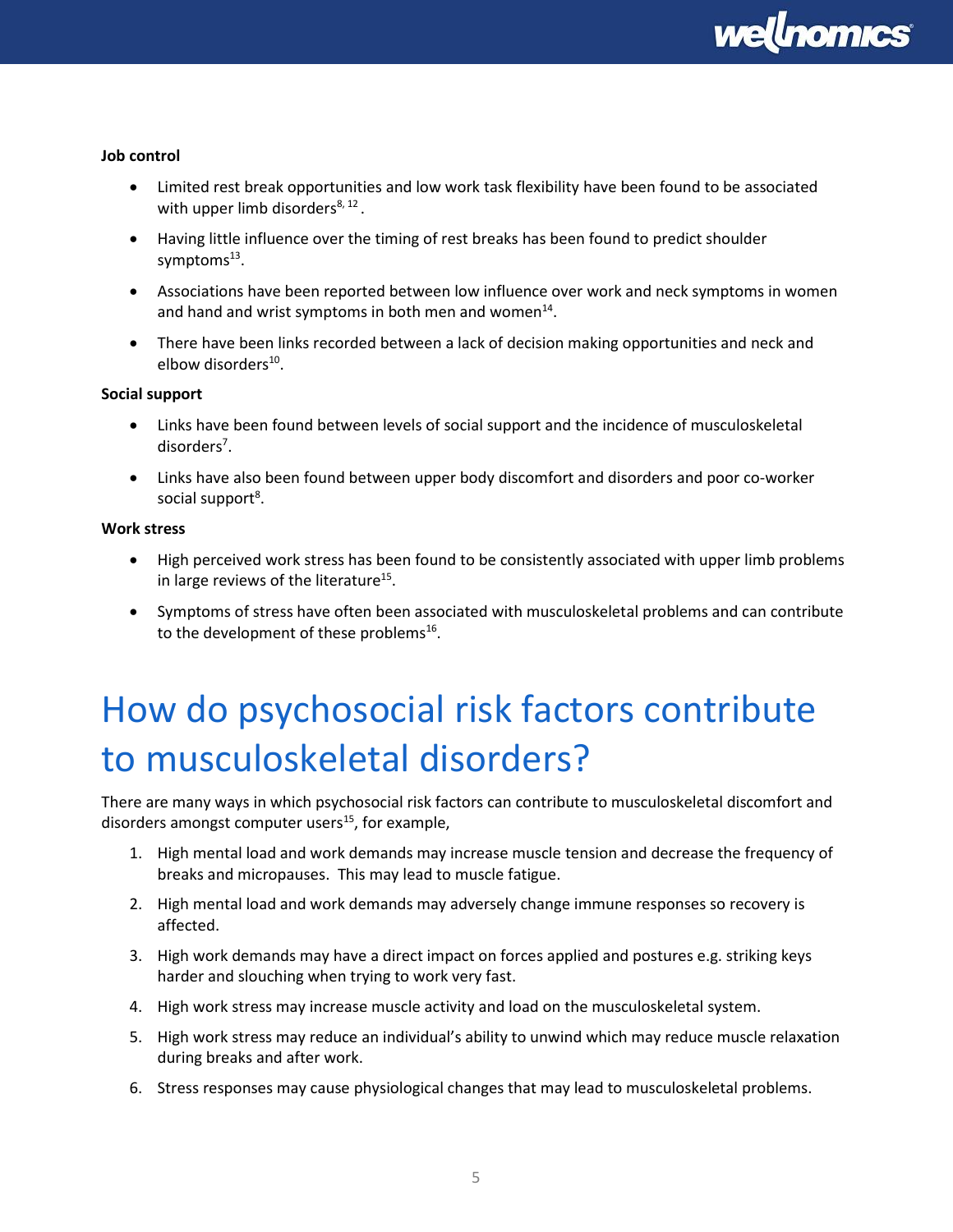**Job control**

- Limited rest break opportunities and low work task flexibility have been found to be associated with upper limb disorders[8, 12].
- Having little influence over the timing of rest breaks has been found to predict shoulder symptoms[13].
- Associations have been reported between low influence over work and neck symptoms in women and hand and wrist symptoms in both men and women[14].
- There have been links recorded between a lack of decision making opportunities and neck and elbow disorders[10].

**Social support**

- Links have been found between levels of social support and the incidence of musculoskeletal disorders[7].
- Links have also been found between upper body discomfort and disorders and poor co-worker social support[8].

**Work stress**

- High perceived work stress has been found to be consistently associated with upper limb problems in large reviews of the literature[15].
- Symptoms of stress have often been associated with musculoskeletal problems and can contribute to the development of these problems[16].

# How do psychosocial risk factors contribute to musculoskeletal disorders?

There are many ways in which psychosocial risk factors can contribute to musculoskeletal discomfort and disorders amongst computer users[15], for example,

1. High mental load and work demands may increase muscle tension and decrease the frequency of breaks and micropauses. This may lead to muscle fatigue.
2. High mental load and work demands may adversely change immune responses so recovery is affected.
3. High work demands may have a direct impact on forces applied and postures e.g. striking keys harder and slouching when trying to work very fast.
4. High work stress may increase muscle activity and load on the musculoskeletal system.
5. High work stress may reduce an individual's ability to unwind which may reduce muscle relaxation during breaks and after work.
6. Stress responses may cause physiological changes that may lead to musculoskeletal problems.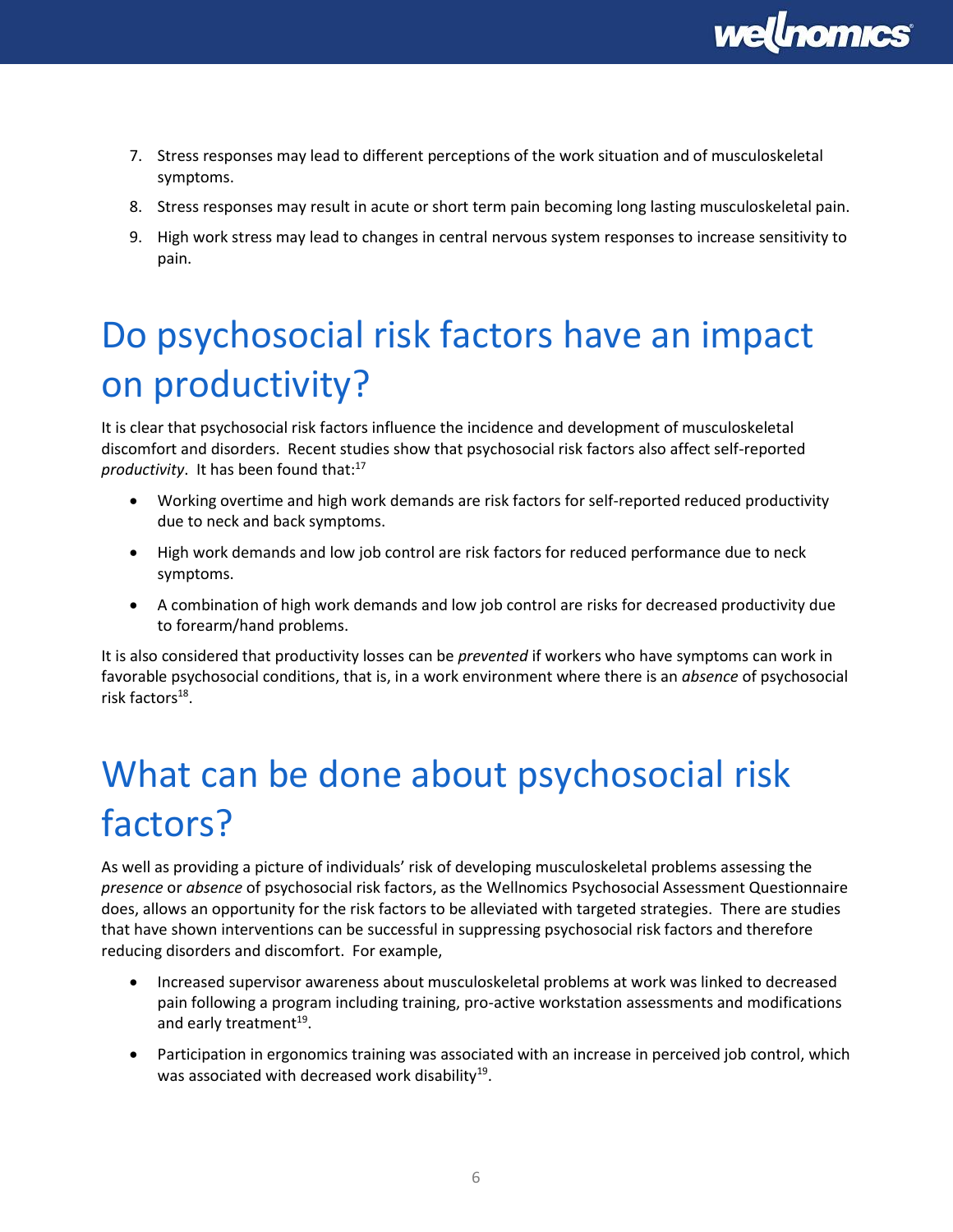7. Stress responses may lead to different perceptions of the work situation and of musculoskeletal symptoms.
8. Stress responses may result in acute or short term pain becoming long lasting musculoskeletal pain.
9. High work stress may lead to changes in central nervous system responses to increase sensitivity to pain.

# Do psychosocial risk factors have an impact on productivity?

It is clear that psychosocial risk factors influence the incidence and development of musculoskeletal discomfort and disorders. Recent studies show that psychosocial risk factors also affect self-reported *productivity*. It has been found that:[17]

- Working overtime and high work demands are risk factors for self-reported reduced productivity due to neck and back symptoms.
- High work demands and low job control are risk factors for reduced performance due to neck symptoms.
- A combination of high work demands and low job control are risks for decreased productivity due to forearm/hand problems.

It is also considered that productivity losses can be *prevented* if workers who have symptoms can work in favorable psychosocial conditions, that is, in a work environment where there is an *absence* of psychosocial risk factors[18].

# What can be done about psychosocial risk factors?

As well as providing a picture of individuals' risk of developing musculoskeletal problems assessing the *presence* or *absence* of psychosocial risk factors, as the Wellnomics Psychosocial Assessment Questionnaire does, allows an opportunity for the risk factors to be alleviated with targeted strategies. There are studies that have shown interventions can be successful in suppressing psychosocial risk factors and therefore reducing disorders and discomfort. For example,

- Increased supervisor awareness about musculoskeletal problems at work was linked to decreased pain following a program including training, pro-active workstation assessments and modifications and early treatment[19].
- Participation in ergonomics training was associated with an increase in perceived job control, which was associated with decreased work disability[19].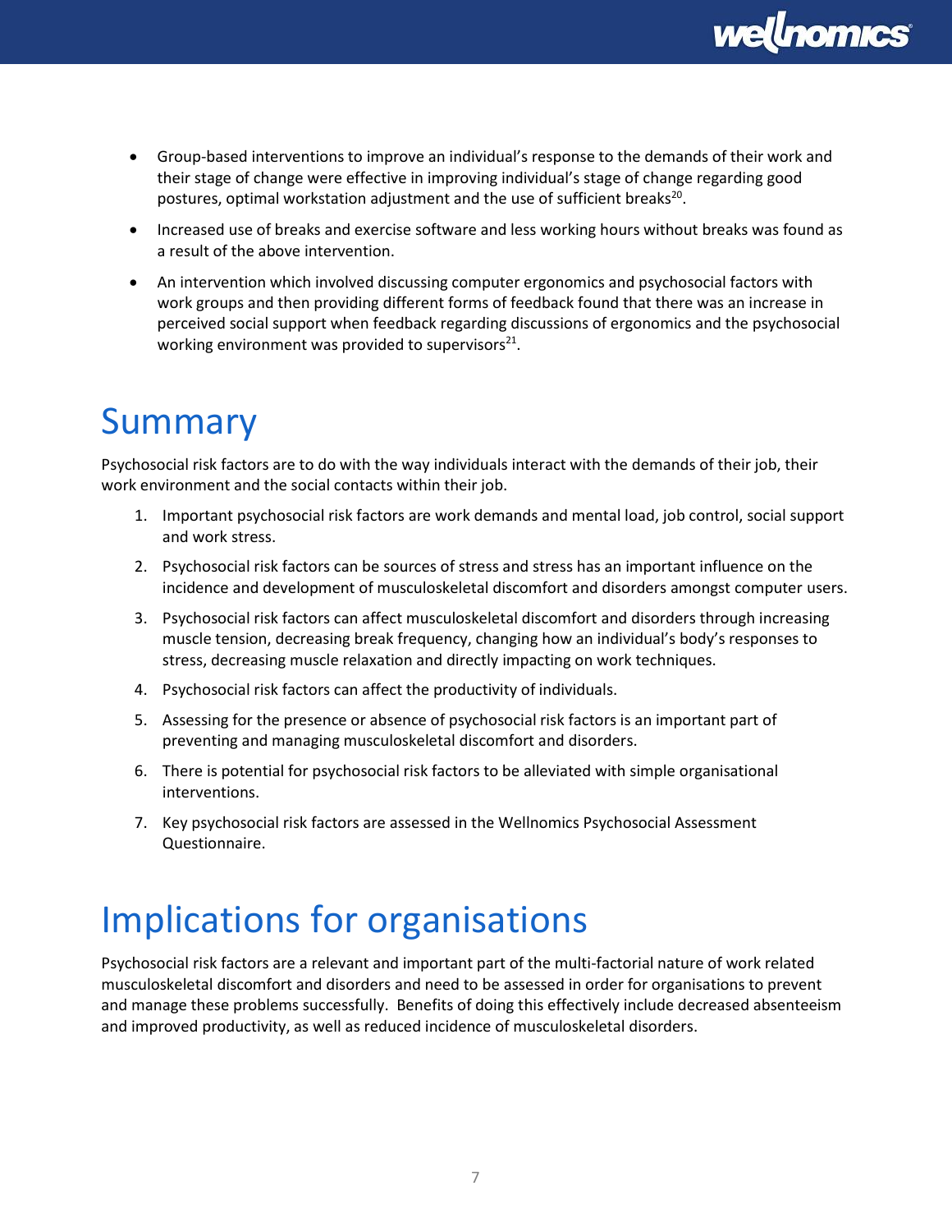- Group-based interventions to improve an individual's response to the demands of their work and their stage of change were effective in improving individual's stage of change regarding good postures, optimal workstation adjustment and the use of sufficient breaks[20].
- Increased use of breaks and exercise software and less working hours without breaks was found as a result of the above intervention.
- An intervention which involved discussing computer ergonomics and psychosocial factors with work groups and then providing different forms of feedback found that there was an increase in perceived social support when feedback regarding discussions of ergonomics and the psychosocial working environment was provided to supervisors[21].

# Summary

Psychosocial risk factors are to do with the way individuals interact with the demands of their job, their work environment and the social contacts within their job.

1. Important psychosocial risk factors are work demands and mental load, job control, social support and work stress.
2. Psychosocial risk factors can be sources of stress and stress has an important influence on the incidence and development of musculoskeletal discomfort and disorders amongst computer users.
3. Psychosocial risk factors can affect musculoskeletal discomfort and disorders through increasing muscle tension, decreasing break frequency, changing how an individual's body's responses to stress, decreasing muscle relaxation and directly impacting on work techniques.
4. Psychosocial risk factors can affect the productivity of individuals.
5. Assessing for the presence or absence of psychosocial risk factors is an important part of preventing and managing musculoskeletal discomfort and disorders.
6. There is potential for psychosocial risk factors to be alleviated with simple organisational interventions.
7. Key psychosocial risk factors are assessed in the Wellnomics Psychosocial Assessment Questionnaire.

# Implications for organisations

Psychosocial risk factors are a relevant and important part of the multi-factorial nature of work related musculoskeletal discomfort and disorders and need to be assessed in order for organisations to prevent and manage these problems successfully. Benefits of doing this effectively include decreased absenteeism and improved productivity, as well as reduced incidence of musculoskeletal disorders.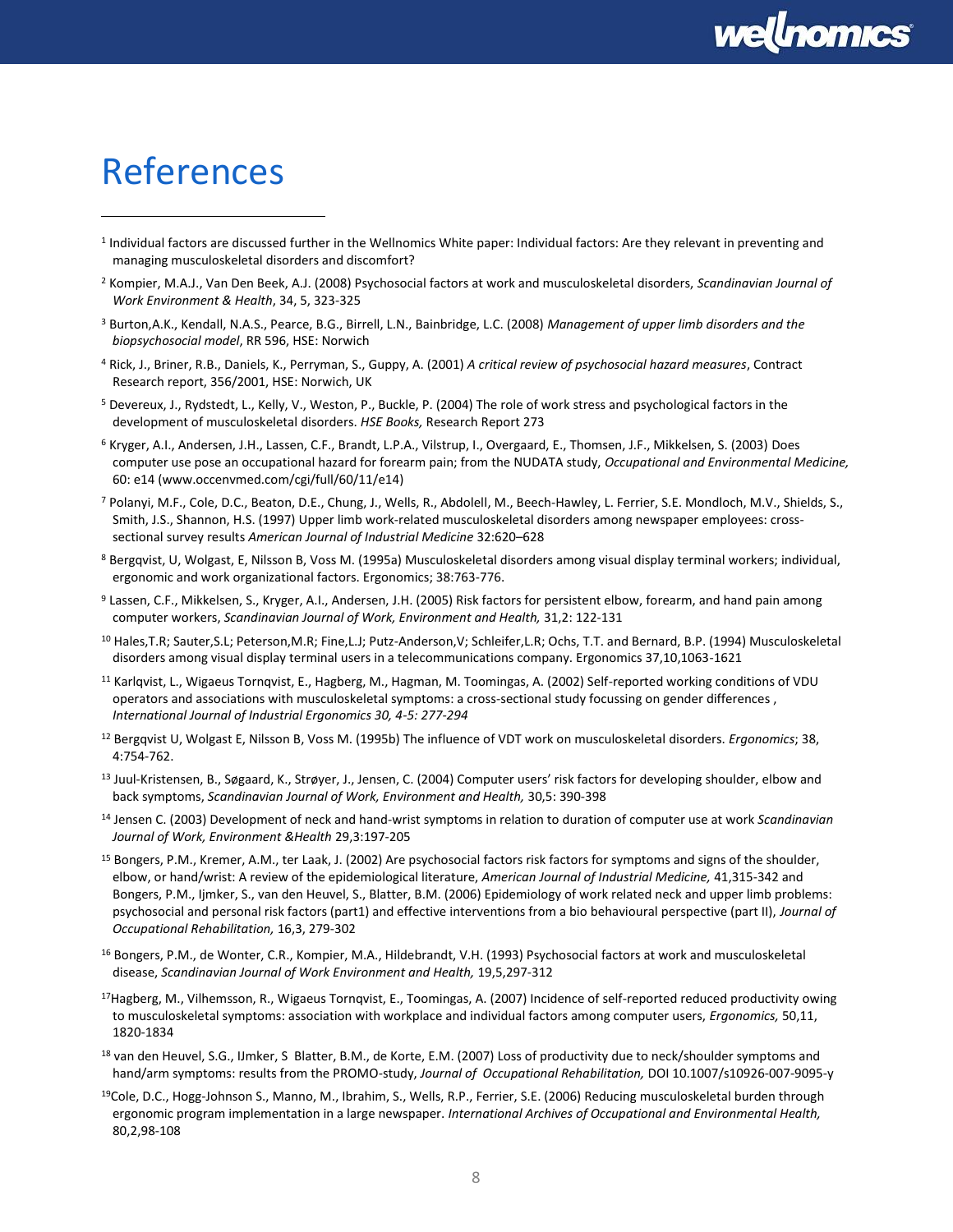# References

[1] Individual factors are discussed further in the Wellnomics White paper: Individual factors: Are they relevant in preventing and managing musculoskeletal disorders and discomfort?

[2] Kompier, M.A.J., Van Den Beek, A.J. (2008) Psychosocial factors at work and musculoskeletal disorders, *Scandinavian Journal of Work Environment & Health*, 34, 5, 323-325

[3] Burton,A.K., Kendall, N.A.S., Pearce, B.G., Birrell, L.N., Bainbridge, L.C. (2008) *Management of upper limb disorders and the biopsychosocial model*, RR 596, HSE: Norwich

[4] Rick, J., Briner, R.B., Daniels, K., Perryman, S., Guppy, A. (2001) *A critical review of psychosocial hazard measures*, Contract Research report, 356/2001, HSE: Norwich, UK

[5] Devereux, J., Rydstedt, L., Kelly, V., Weston, P., Buckle, P. (2004) The role of work stress and psychological factors in the development of musculoskeletal disorders. *HSE Books,* Research Report 273

[6] Kryger, A.I., Andersen, J.H., Lassen, C.F., Brandt, L.P.A., Vilstrup, I., Overgaard, E., Thomsen, J.F., Mikkelsen, S. (2003) Does computer use pose an occupational hazard for forearm pain; from the NUDATA study, *Occupational and Environmental Medicine,* 60: e14 (www.occenvmed.com/cgi/full/60/11/e14)

[7] Polanyi, M.F., Cole, D.C., Beaton, D.E., Chung, J., Wells, R., Abdolell, M., Beech-Hawley, L. Ferrier, S.E. Mondloch, M.V., Shields, S., Smith, J.S., Shannon, H.S. (1997) Upper limb work-related musculoskeletal disorders among newspaper employees: cross-sectional survey results *American Journal of Industrial Medicine* 32:620–628

[8] Bergqvist, U, Wolgast, E, Nilsson B, Voss M. (1995a) Musculoskeletal disorders among visual display terminal workers; individual, ergonomic and work organizational factors. Ergonomics; 38:763-776.

[9] Lassen, C.F., Mikkelsen, S., Kryger, A.I., Andersen, J.H. (2005) Risk factors for persistent elbow, forearm, and hand pain among computer workers, *Scandinavian Journal of Work, Environment and Health,* 31,2: 122-131

[10] Hales,T.R; Sauter,S.L; Peterson,M.R; Fine,L.J; Putz-Anderson,V; Schleifer,L.R; Ochs, T.T. and Bernard, B.P. (1994) Musculoskeletal disorders among visual display terminal users in a telecommunications company. Ergonomics 37,10,1063-1621

[11] Karlqvist, L., Wigaeus Tornqvist, E., Hagberg, M., Hagman, M. Toomingas, A. (2002) Self-reported working conditions of VDU operators and associations with musculoskeletal symptoms: a cross-sectional study focussing on gender differences , *International Journal of Industrial Ergonomics 30, 4-5: 277-294*

[12] Bergqvist U, Wolgast E, Nilsson B, Voss M. (1995b) The influence of VDT work on musculoskeletal disorders. *Ergonomics*; 38, 4:754-762.

[13] Juul-Kristensen, B., Søgaard, K., Strøyer, J., Jensen, C. (2004) Computer users' risk factors for developing shoulder, elbow and back symptoms, *Scandinavian Journal of Work, Environment and Health,* 30,5: 390-398

[14] Jensen C. (2003) Development of neck and hand-wrist symptoms in relation to duration of computer use at work *Scandinavian Journal of Work, Environment &Health* 29,3:197-205

[15] Bongers, P.M., Kremer, A.M., ter Laak, J. (2002) Are psychosocial factors risk factors for symptoms and signs of the shoulder, elbow, or hand/wrist: A review of the epidemiological literature, *American Journal of Industrial Medicine,* 41,315-342 and Bongers, P.M., Ijmker, S., van den Heuvel, S., Blatter, B.M. (2006) Epidemiology of work related neck and upper limb problems: psychosocial and personal risk factors (part1) and effective interventions from a bio behavioural perspective (part II), *Journal of Occupational Rehabilitation,* 16,3, 279-302

[16] Bongers, P.M., de Wonter, C.R., Kompier, M.A., Hildebrandt, V.H. (1993) Psychosocial factors at work and musculoskeletal disease, *Scandinavian Journal of Work Environment and Health,* 19,5,297-312

[17] Hagberg, M., Vilhemsson, R., Wigaeus Tornqvist, E., Toomingas, A. (2007) Incidence of self-reported reduced productivity owing to musculoskeletal symptoms: association with workplace and individual factors among computer users, *Ergonomics,* 50,11, 1820-1834

[18] van den Heuvel, S.G., IJmker, S Blatter, B.M., de Korte, E.M. (2007) Loss of productivity due to neck/shoulder symptoms and hand/arm symptoms: results from the PROMO-study, *Journal of Occupational Rehabilitation,* DOI 10.1007/s10926-007-9095-y

[19] Cole, D.C., Hogg-Johnson S., Manno, M., Ibrahim, S., Wells, R.P., Ferrier, S.E. (2006) Reducing musculoskeletal burden through ergonomic program implementation in a large newspaper. *International Archives of Occupational and Environmental Health,* 80,2,98-108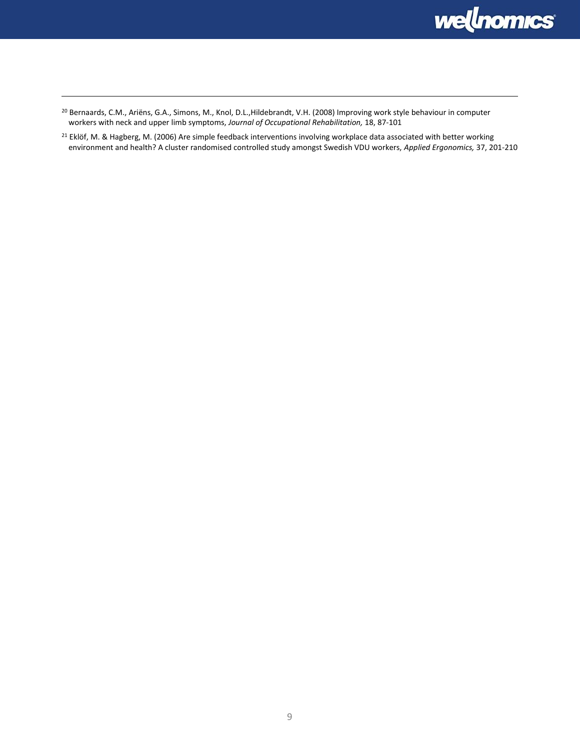[20] Bernaards, C.M., Ariëns, G.A., Simons, M., Knol, D.L.,Hildebrandt, V.H. (2008) Improving work style behaviour in computer workers with neck and upper limb symptoms, *Journal of Occupational Rehabilitation,* 18, 87-101

[21] Eklöf, M. & Hagberg, M. (2006) Are simple feedback interventions involving workplace data associated with better working environment and health? A cluster randomised controlled study amongst Swedish VDU workers, *Applied Ergonomics,* 37, 201-210